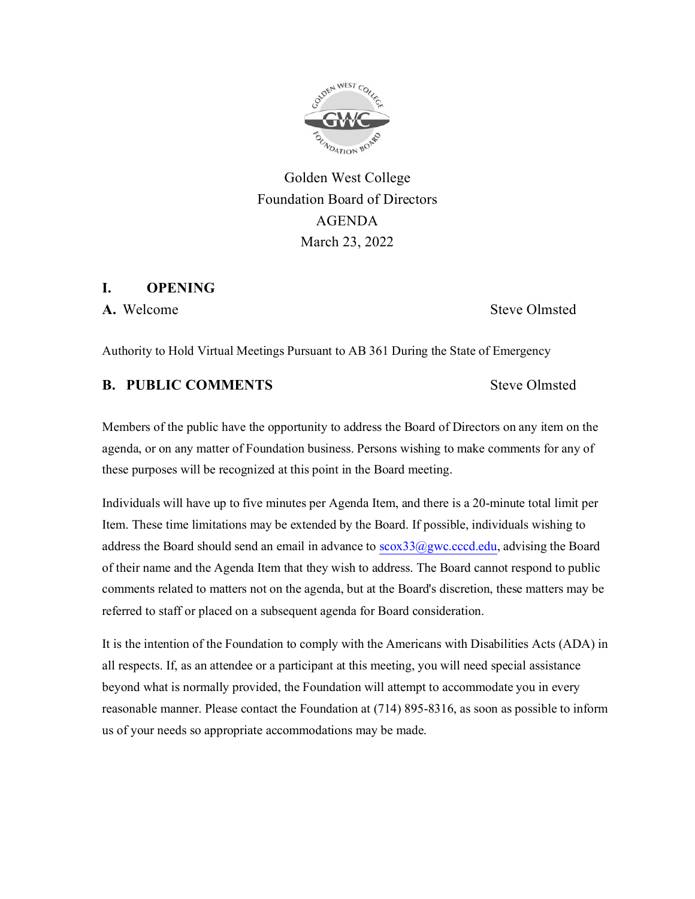Golden West College
Foundation Board of Directors
AGENDA
March 23, 2022

## I. OPENING

**A.** Welcome — Steve Olmsted

Authority to Hold Virtual Meetings Pursuant to AB 361 During the State of Emergency

### B. PUBLIC COMMENTS — Steve Olmsted

Members of the public have the opportunity to address the Board of Directors on any item on the agenda, or on any matter of Foundation business. Persons wishing to make comments for any of these purposes will be recognized at this point in the Board meeting.

Individuals will have up to five minutes per Agenda Item, and there is a 20-minute total limit per Item. These time limitations may be extended by the Board. If possible, individuals wishing to address the Board should send an email in advance to scox33@gwc.cccd.edu, advising the Board of their name and the Agenda Item that they wish to address. The Board cannot respond to public comments related to matters not on the agenda, but at the Board's discretion, these matters may be referred to staff or placed on a subsequent agenda for Board consideration.

It is the intention of the Foundation to comply with the Americans with Disabilities Acts (ADA) in all respects. If, as an attendee or a participant at this meeting, you will need special assistance beyond what is normally provided, the Foundation will attempt to accommodate you in every reasonable manner. Please contact the Foundation at (714) 895-8316, as soon as possible to inform us of your needs so appropriate accommodations may be made.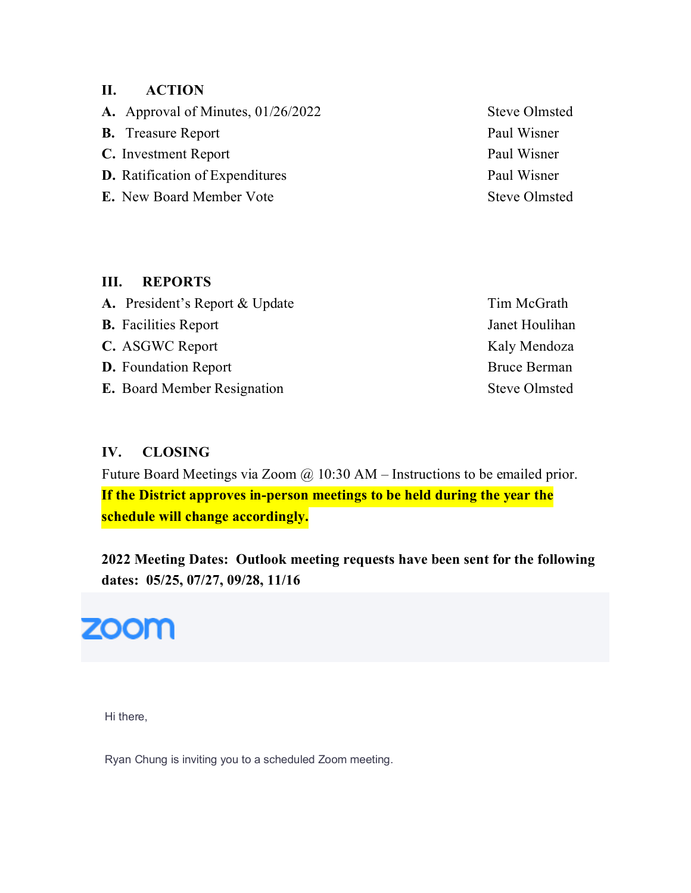## II. ACTION

| | |
|---|---|
| **A.** Approval of Minutes, 01/26/2022 | Steve Olmsted |
| **B.** Treasure Report | Paul Wisner |
| **C.** Investment Report | Paul Wisner |
| **D.** Ratification of Expenditures | Paul Wisner |
| **E.** New Board Member Vote | Steve Olmsted |

## III. REPORTS

| | |
|---|---|
| **A.** President's Report & Update | Tim McGrath |
| **B.** Facilities Report | Janet Houlihan |
| **C.** ASGWC Report | Kaly Mendoza |
| **D.** Foundation Report | Bruce Berman |
| **E.** Board Member Resignation | Steve Olmsted |

## IV. CLOSING

Future Board Meetings via Zoom @ 10:30 AM – Instructions to be emailed prior.

**If the District approves in-person meetings to be held during the year the schedule will change accordingly.**

**2022 Meeting Dates: Outlook meeting requests have been sent for the following dates: 05/25, 07/27, 09/28, 11/16**

zoom

Hi there,

Ryan Chung is inviting you to a scheduled Zoom meeting.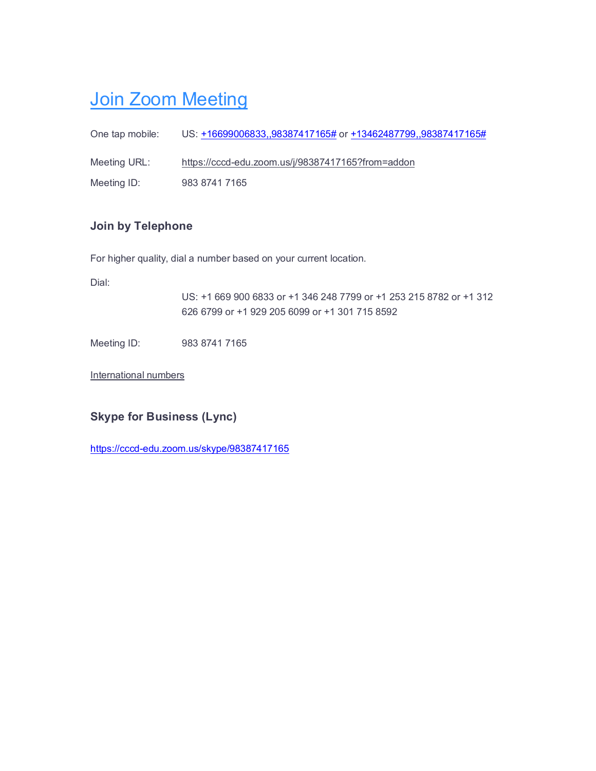# Join Zoom Meeting

One tap mobile: US: +16699006833,,98387417165# or +13462487799,,98387417165#

Meeting URL: https://cccd-edu.zoom.us/j/98387417165?from=addon

Meeting ID: 983 8741 7165

### Join by Telephone

For higher quality, dial a number based on your current location.

Dial:

US: +1 669 900 6833 or +1 346 248 7799 or +1 253 215 8782 or +1 312 626 6799 or +1 929 205 6099 or +1 301 715 8592

Meeting ID: 983 8741 7165

International numbers

### Skype for Business (Lync)

https://cccd-edu.zoom.us/skype/98387417165